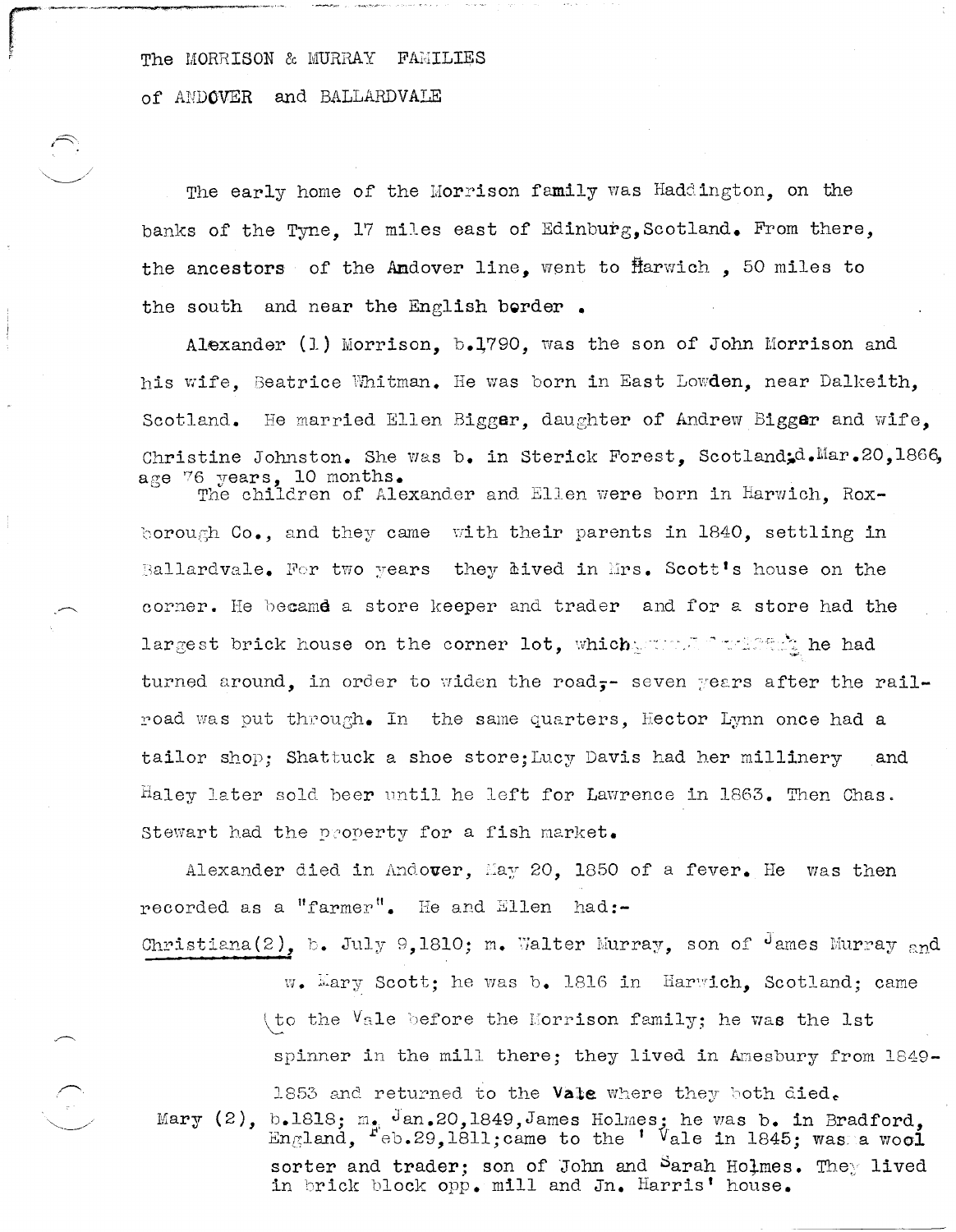The MORRISON & MURRAY FAMILIES

of ANDOVER and BALLARDVALE

The early home of the Morrison family was Haddington, on the banks of the Tyne, 17 miles east of Edinburg, Scotland. From there, the ancestors of the Andover line, went to Harwich, 50 miles to the south and near the English border.

Alexander (1) Morrison, b.1790, was the son of John Morrison and his wife, Beatrice Whitman. He was born in East Lowden, near Dalkeith, Scotland. He married Ellen Biggar, daughter of Andrew Biggar and wife, Christine Johnston. She was b. in Sterick Forest, Scotland; d. Mar. 20, 1866, age 76 years, 10 months.

The children of Alexander and Ellen were born in Harwich, Roxborough Co., and they came with their parents in 1840, settling in Ballardvale. For two years they lived in Mrs. Scott's house on the corner. He became a store keeper and trader and for a store had the largest brick house on the corner lot, which ... he had turned around, in order to widen the road,- seven years after the railroad was put through. In the same quarters, Hector Lynn once had a tailor shop; Shattuck a shoe store; Lucy Davis had her millinery and Haley later sold beer until he left for Lawrence in 1863. Then Chas. Stewart had the property for a fish market.

Alexander died in Andover, May 20, 1850 of a fever. He was then recorded as a "farmer". He and Ellen had:-

Christiana(2), b. July 9, 1810; m. Walter Murray, son of James Murray and w. Mary Scott; he was b. 1816 in Harwich, Scotland; came to the Vale before the Morrison family; he was the 1st spinner in the mill there; they lived in Amesbury from 1849-1853 and returned to the Vale where they both died.

Mary (2), b.1818; m. Jan.20, 1849, James Holmes; he was b. in Bradford, England, Feb.29, 1811; came to the 'Vale in 1845; was a wool sorter and trader; son of John and Sarah Holmes. They lived in brick block opp. mill and Jn. Harris' house.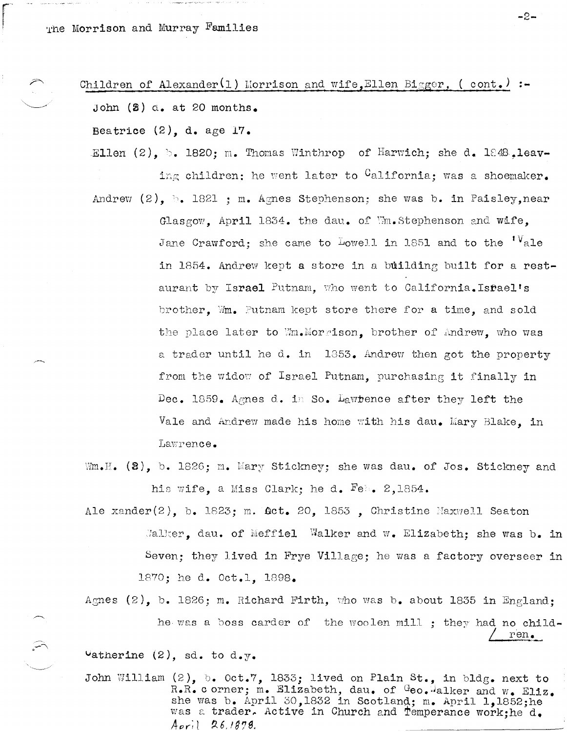Children of Alexander(1) Morrison and wife, Ellen Bigger, ( cont.) :-

John (2) d. at 20 months.

Beatrice (2), d. age 17.

Ellen (2), b. 1820; m. Thomas Winthrop of Harwich; she d. 1848, leaving children: he went later to California; was a shoemaker.

Andrew (2), b. 1821 ; m. Agnes Stephenson; she was b. in Paisley, near Glasgow, April 1834. the dau. of Wm. Stephenson and wife, Jane Crawford; she came to Lowell in 1851 and to the 'Vale in 1854. Andrew kept a store in a building built for a restaurant by Israel Putnam, who went to California. Israel's brother, Wm. Putnam kept store there for a time, and sold the place later to Wm. Morrison, brother of Andrew, who was a trader until he d. in 1853. Andrew then got the property from the widow of Israel Putnam, purchasing it finally in Dec. 1859. Agnes d. in So. Lawrence after they left the Vale and Andrew made his home with his dau. Mary Blake, in Lawrence.

Wm. H. (2), b. 1826; m. Mary Stickney; she was dau. of Jos. Stickney and his wife, a Miss Clark; he d. Feb. 2, 1854.

Alexander(2), b. 1823; m. Oct. 20, 1853 , Christine Maxwell Seaton Walker, dau. of Meffiel Walker and w. Elizabeth; she was b. in Seven; they lived in Frye Village; he was a factory overseer in 1870; he d. Oct. 1, 1898.

Agnes (2), b. 1826; m. Richard Firth, who was b. about 1835 in England; he was a boss carder of the woolen mill ; they had no children.

Catherine (2), sd. to d.y.

John William (2), b. Oct. 7, 1833; lived on Plain St., in bldg. next to R.R. corner; m. Elizabeth, dau. of Geo. Walker and w. Eliz. she was b. April 30, 1832 in Scotland; m. April 1, 1852; he was a trader. Active in Church and Temperance work; he d. April 26, 1878.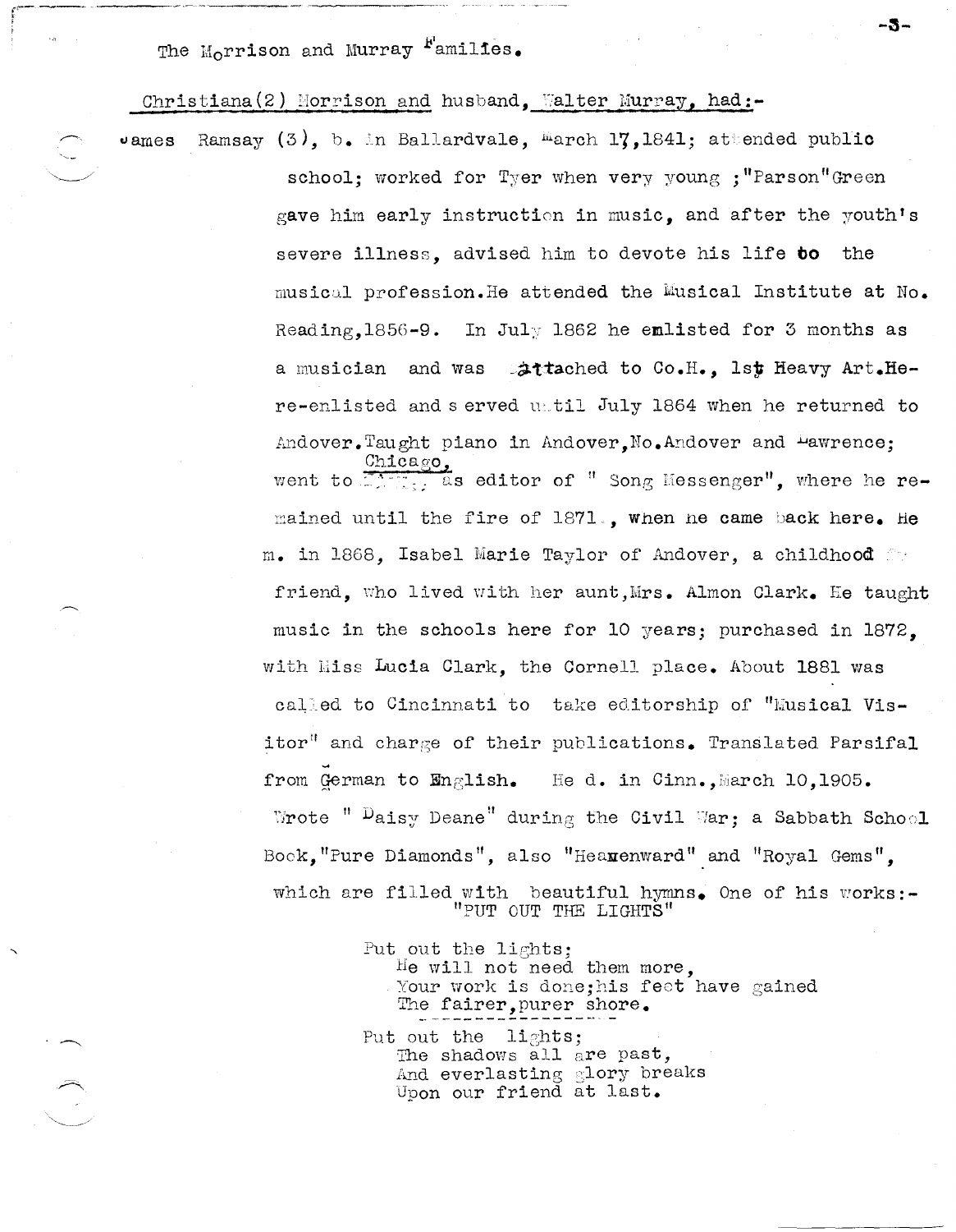The Morrison and Murray Families.

Christiana(2) Morrison and husband, Walter Murray, had:-

James Ramsay (3), b. in Ballardvale, March 17,1841; attended public school; worked for Tyer when very young ;"Parson"Green gave him early instruction in music, and after the youth's severe illness, advised him to devote his life to the musical profession.He attended the Musical Institute at No. Reading,1856-9. In July 1862 he enlisted for 3 months as a musician and was attached to Co.H., 1st Heavy Art.He re-enlisted and served until July 1864 when he returned to Andover.Taught piano in Andover,No.Andover and Lawrence; went to Chicago, as editor of " Song Messenger", where he remained until the fire of 1871, when he came back here. He m. in 1868, Isabel Marie Taylor of Andover, a childhood friend, who lived with her aunt,Mrs. Almon Clark. He taught music in the schools here for 10 years; purchased in 1872, with Miss Lucia Clark, the Cornell place. About 1881 was called to Cincinnati to take editorship of "Musical Visitor" and charge of their publications. Translated Parsifal from German to English. He d. in Cinn.,March 10,1905. Wrote " Daisy Deane" during the Civil War; a Sabbath School Book,"Pure Diamonds", also "Heavenward" and "Royal Gems", which are filled with beautiful hymns. One of his works:-

"PUT OUT THE LIGHTS"

Put out the lights;  
He will not need them more,  
Your work is done;his feet have gained  
The fairer,purer shore.

Put out the lights;  
The shadows all are past,  
And everlasting glory breaks  
Upon our friend at last.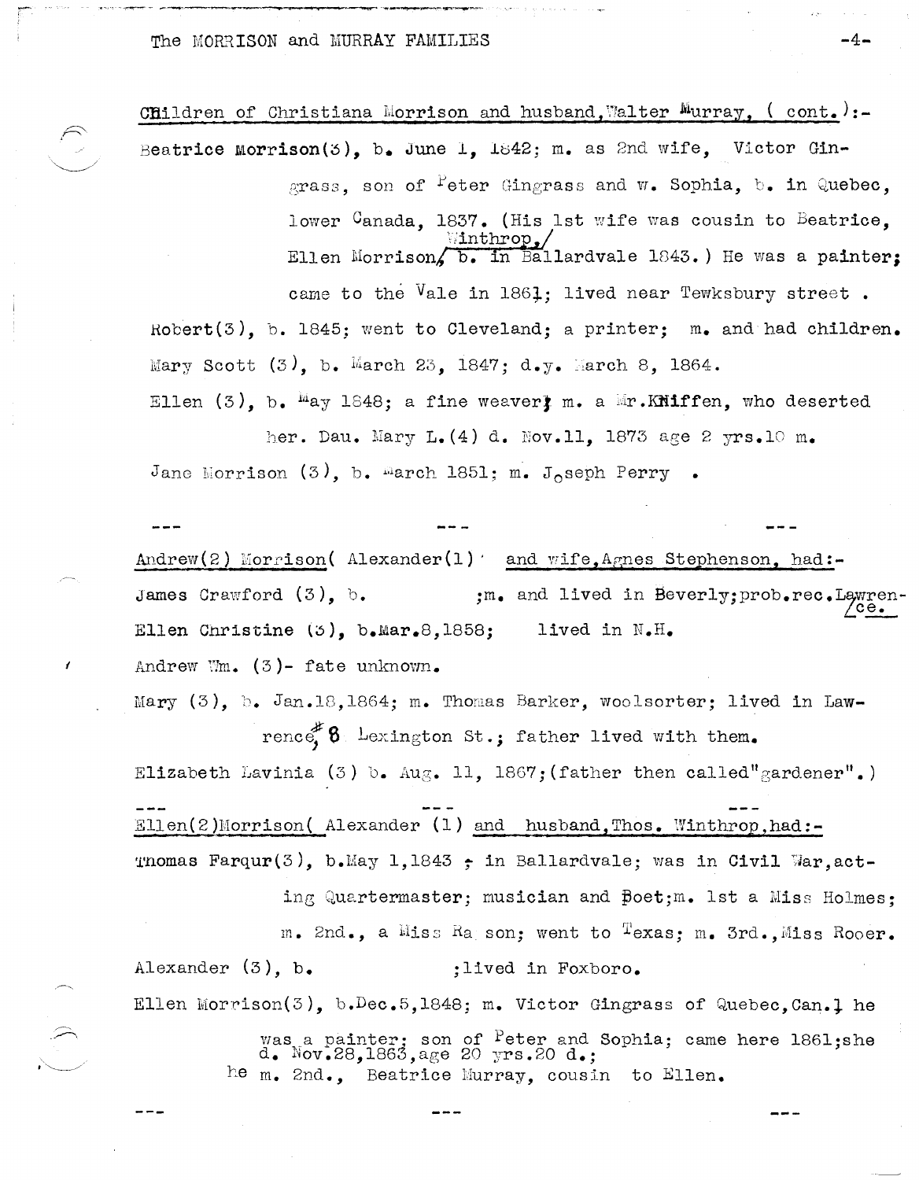Children of Christiana Morrison and husband, Walter Murray, ( cont. ):-

Beatrice Morrison(3), b. June 1, 1842; m. as 2nd wife, Victor Gingrass, son of Peter Gingrass and w. Sophia, b. in Quebec, lower Canada, 1837. (His 1st wife was cousin to Beatrice, Ellen Morrison, Winthrop, b. in Ballardvale 1843.) He was a painter; came to the Vale in 1861; lived near Tewksbury street .

Robert(3), b. 1845; went to Cleveland; a printer; m. and had children.

Mary Scott (3), b. March 23, 1847; d.y. March 8, 1864.

Ellen (3), b. May 1848; a fine weaver; m. a Mr.Kniffen, who deserted her. Dau. Mary L.(4) d. Nov.11, 1873 age 2 yrs.10 m.

Jane Morrison (3), b. March 1851; m. Joseph Perry .

--- --- ---

Andrew(2) Morrison( Alexander(1) and wife, Agnes Stephenson, had:-

James Crawford (3), b. ;m. and lived in Beverly;prob.rec.Lawrence.

Ellen Christine (3), b.Mar.8,1858; lived in N.H.

Andrew Wm. (3)- fate unknown.

Mary (3), b. Jan.18,1864; m. Thomas Barker, woolsorter; lived in Lawrence, # 8 Lexington St.; father lived with them.

Elizabeth Lavinia (3) b. Aug. 11, 1867;(father then called"gardener".)

--- --- ---

Ellen(2)Morrison( Alexander (1) and husband, Thos. Winthrop, had:-

Thomas Farqur(3), b.May 1,1843 - in Ballardvale; was in Civil War, acting Quartermaster; musician and Poet;m. 1st a Miss Holmes; m. 2nd., a Miss Ra son; went to Texas; m. 3rd., Miss Rooer.

Alexander (3), b. ;lived in Foxboro.

Ellen Morrison(3), b.Dec.5,1848; m. Victor Gingrass of Quebec,Can.; he was a painter; son of Peter and Sophia; came here 1861;she d. Nov.28,1863,age 20 yrs.20 d.; he m. 2nd., Beatrice Murray, cousin to Ellen.

--- --- ---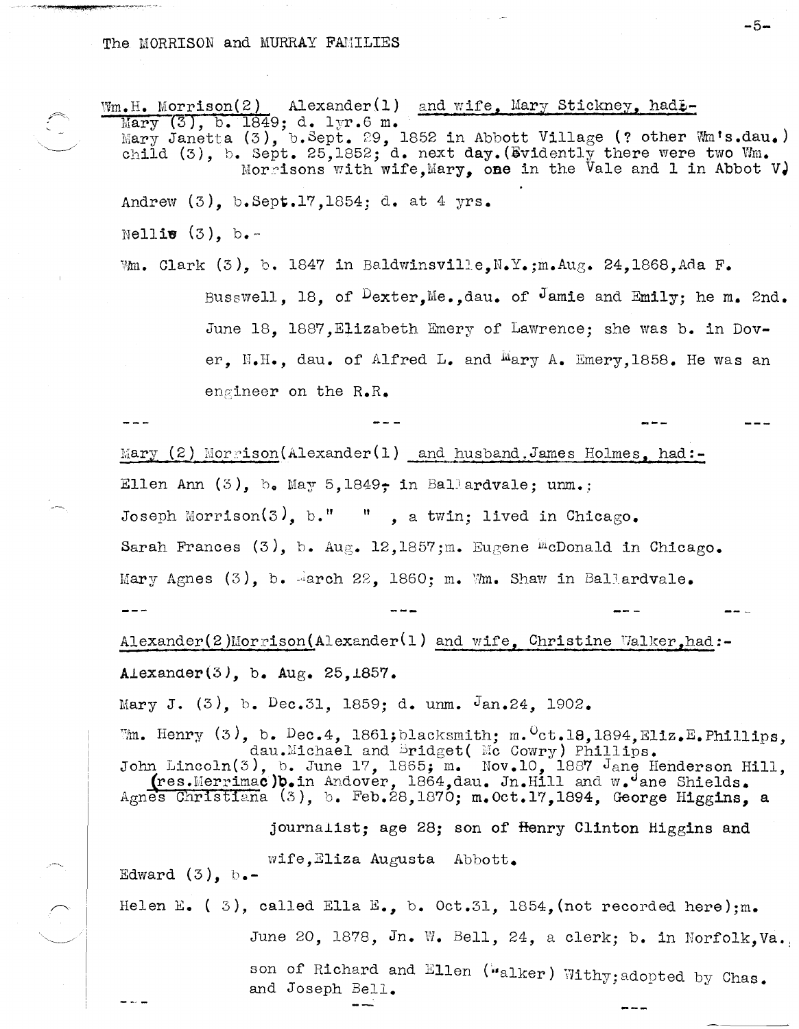The MORRISON and MURRAY FAMILIES

Wm.H. Morrison(2) Alexander(1) and wife, Mary Stickney, had:-
Mary (3), b. 1849; d. 1yr.6 m.
Mary Janetta (3), b.Sept. 29, 1852 in Abbott Village (? other Wm's.dau.)
child (3), b. Sept. 25,1852; d. next day.(Evidently there were two Wm. Morrisons with wife,Mary, one in the Vale and 1 in Abbot V)

Andrew (3), b.Sept.17,1854; d. at 4 yrs.

Nellie (3), b.-

Wm. Clark (3), b. 1847 in Baldwinsville,N.Y.;m.Aug. 24,1868,Ada F. Busswell, 18, of Dexter,Me.,dau. of Jamie and Emily; he m. 2nd. June 18, 1887,Elizabeth Emery of Lawrence; she was b. in Dover, N.H., dau. of Alfred L. and Mary A. Emery,1858. He was an engineer on the R.R.

--- --- --- ---

Mary (2) Morrison(Alexander(1) and husband,James Holmes, had:-

Ellen Ann (3), b. May 5,1849, in Ballardvale; unm.;

Joseph Morrison(3), b." " , a twin; lived in Chicago.

Sarah Frances (3), b. Aug. 12,1857;m. Eugene McDonald in Chicago.

Mary Agnes (3), b. March 22, 1860; m. Wm. Shaw in Ballardvale.

--- --- --- ---

Alexander(2)Morrison(Alexander(1) and wife, Christine Walker,had:-

Alexander(3), b. Aug. 25,1857.

Mary J. (3), b. Dec.31, 1859; d. unm. Jan.24, 1902.

Wm. Henry (3), b. Dec.4, 1861;blacksmith; m.Oct.18,1894,Eliz.E.Phillips, dau.Michael and Bridget( Mc Cowry) Phillips.
John Lincoln(3), b. June 17, 1865; m. Nov.10, 1887 Jane Henderson Hill, (res.Merrimac)b.in Andover, 1864,dau. Jn.Hill and w.Jane Shields.
Agnes Christiana (3), b. Feb.28,1870; m.Oct.17,1894, George Higgins, a journalist; age 28; son of Henry Clinton Higgins and wife,Eliza Augusta Abbott.
Edward (3), b.-

Helen E. ( 3), called Ella E., b. Oct.31, 1854,(not recorded here);m. June 20, 1878, Jn. W. Bell, 24, a clerk; b. in Norfolk,Va., son of Richard and Ellen (Walker) Withy;adopted by Chas. and Joseph Bell.

--- --- ---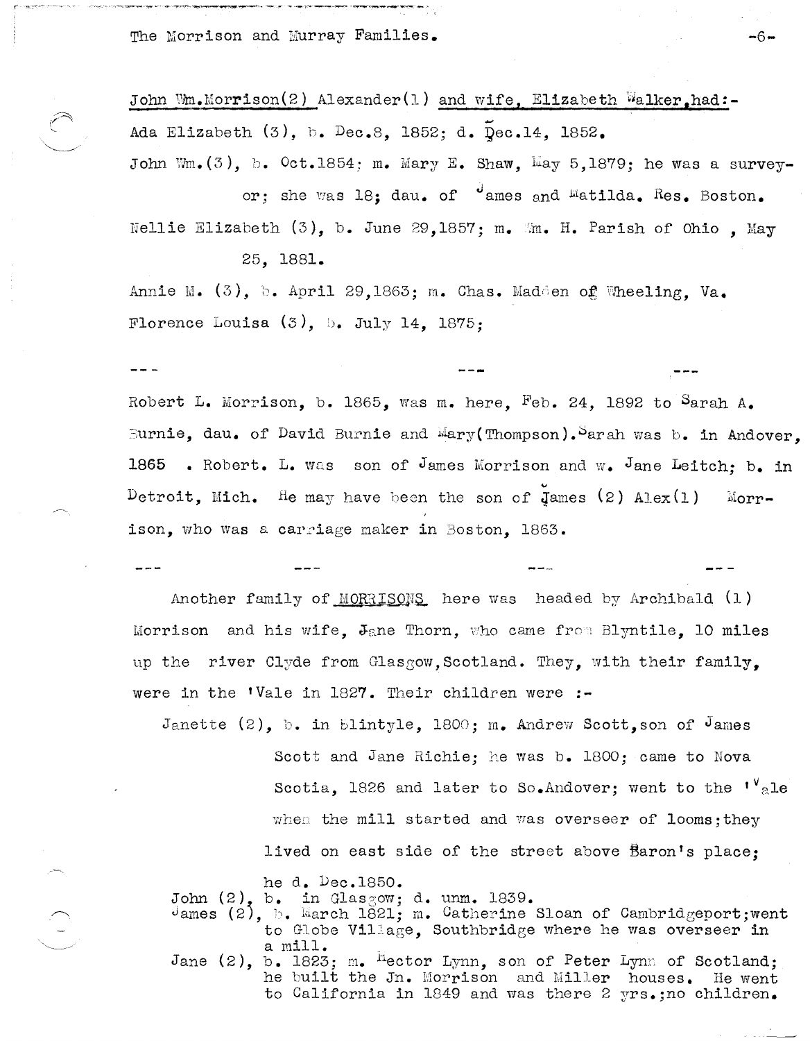John Wm.Morrison(2) Alexander(1) and wife, Elizabeth Walker,had:-

Ada Elizabeth (3), b. Dec.8, 1852; d. Dec.14, 1852.

John Wm.(3), b. Oct.1854; m. Mary E. Shaw, May 5,1879; he was a surveyor; she was 18; dau. of James and Matilda. Res. Boston.

Nellie Elizabeth (3), b. June 29,1857; m. Wm. H. Parish of Ohio , May 25, 1881.

Annie M. (3), b. April 29,1863; m. Chas. Madden of Wheeling, Va.

Florence Louisa (3), b. July 14, 1875;

--- --- ---

Robert L. Morrison, b. 1865, was m. here, Feb. 24, 1892 to Sarah A. Burnie, dau. of David Burnie and Mary(Thompson).Sarah was b. in Andover, 1865 . Robert. L. was son of James Morrison and w. Jane Leitch; b. in Detroit, Mich. He may have been the son of James (2) Alex(1) Morrison, who was a carriage maker in Boston, 1863.

--- --- --- ---

Another family of MORRISONS here was headed by Archibald (1) Morrison and his wife, Jane Thorn, who came from Blyntile, 10 miles up the river Clyde from Glasgow,Scotland. They, with their family, were in the 'Vale in 1827. Their children were :-

Janette (2), b. in Blintyle, 1800; m. Andrew Scott,son of James Scott and Jane Richie; he was b. 1800; came to Nova Scotia, 1826 and later to So.Andover; went to the 'Vale when the mill started and was overseer of looms;they lived on east side of the street above Baron's place; he d. Dec.1850.

John (2), b. in Glasgow; d. unm. 1839.

James (2), b. March 1821; m. Catherine Sloan of Cambridgeport;went to Globe Village, Southbridge where he was overseer in a mill.

Jane (2), b. 1823; m. Hector Lynn, son of Peter Lynn of Scotland; he built the Jn. Morrison and Miller houses. He went to California in 1849 and was there 2 yrs.;no children.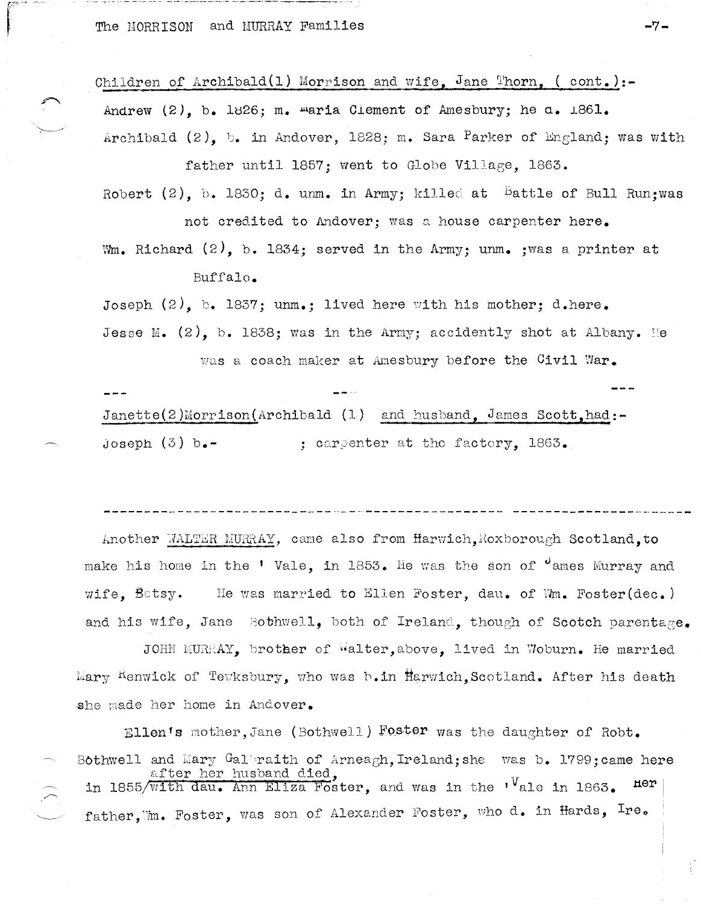Children of Archibald(1) Morrison and wife, Jane Thorn, ( cont.):-

Andrew (2), b. 1826; m. Maria Clement of Amesbury; he d. 1861.

Archibald (2), b. in Andover, 1828; m. Sara Parker of England; was with father until 1857; went to Globe Village, 1863.

Robert (2), b. 1830; d. unm. in Army; killed at Battle of Bull Run; was not credited to Andover; was a house carpenter here.

Wm. Richard (2), b. 1834; served in the Army; unm. ;was a printer at Buffalo.

Joseph (2), b. 1837; unm.; lived here with his mother; d.here.

Jesse M. (2), b. 1838; was in the Army; accidently shot at Albany. He was a coach maker at Amesbury before the Civil War.

--- --- ---

Janette(2)Morrison(Archibald (1) and husband, James Scott,had:-

Joseph (3) b.- ; carpenter at the factory, 1863.

---

Another WALTER MURRAY, came also from Harwich,Roxborough Scotland,to make his home in the ' Vale, in 1853. He was the son of James Murray and wife, Betsy. He was married to Ellen Foster, dau. of Wm. Foster(dec.) and his wife, Jane Bothwell, both of Ireland, though of Scotch parentage.

JOHN MURRAY, brother of Walter,above, lived in Woburn. He married Mary Renwick of Tewksbury, who was b.in Harwich,Scotland. After his death she made her home in Andover.

Ellen's mother,Jane (Bothwell) Foster was the daughter of Robt. Bothwell and Mary Galbraith of Arneagh,Ireland;she was b. 1799;came here after her husband died, in 1855 with dau. Ann Eliza Foster, and was in the 'Vale in 1863. Her father,Wm. Foster, was son of Alexander Foster, who d. in Hards, Ire.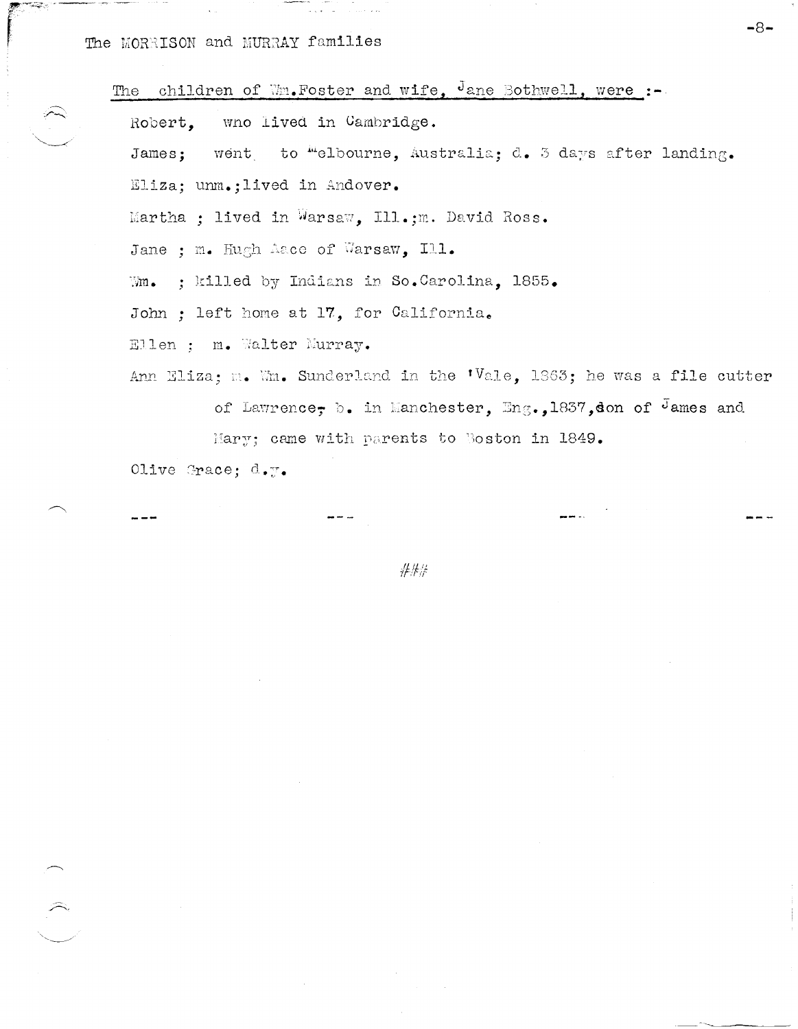The children of Wm. Foster and wife, Jane Bothwell, were :-

Robert, who lived in Cambridge.

James; went to Melbourne, Australia; d. 3 days after landing.

Eliza; unm.; lived in Andover.

Martha ; lived in Warsaw, Ill.; m. David Ross.

Jane ; m. Hugh Aace of Warsaw, Ill.

Wm. ; killed by Indians in So. Carolina, 1855.

John ; left home at 17, for California.

Ellen ; m. Walter Murray.

Ann Eliza; m. Wm. Sunderland in the 'Vale, 1863; he was a file cutter of Lawrence, b. in Manchester, Eng., 1837, son of James and Mary; came with parents to Boston in 1849.

Olive Grace; d.y.

--- --- --- ---

###